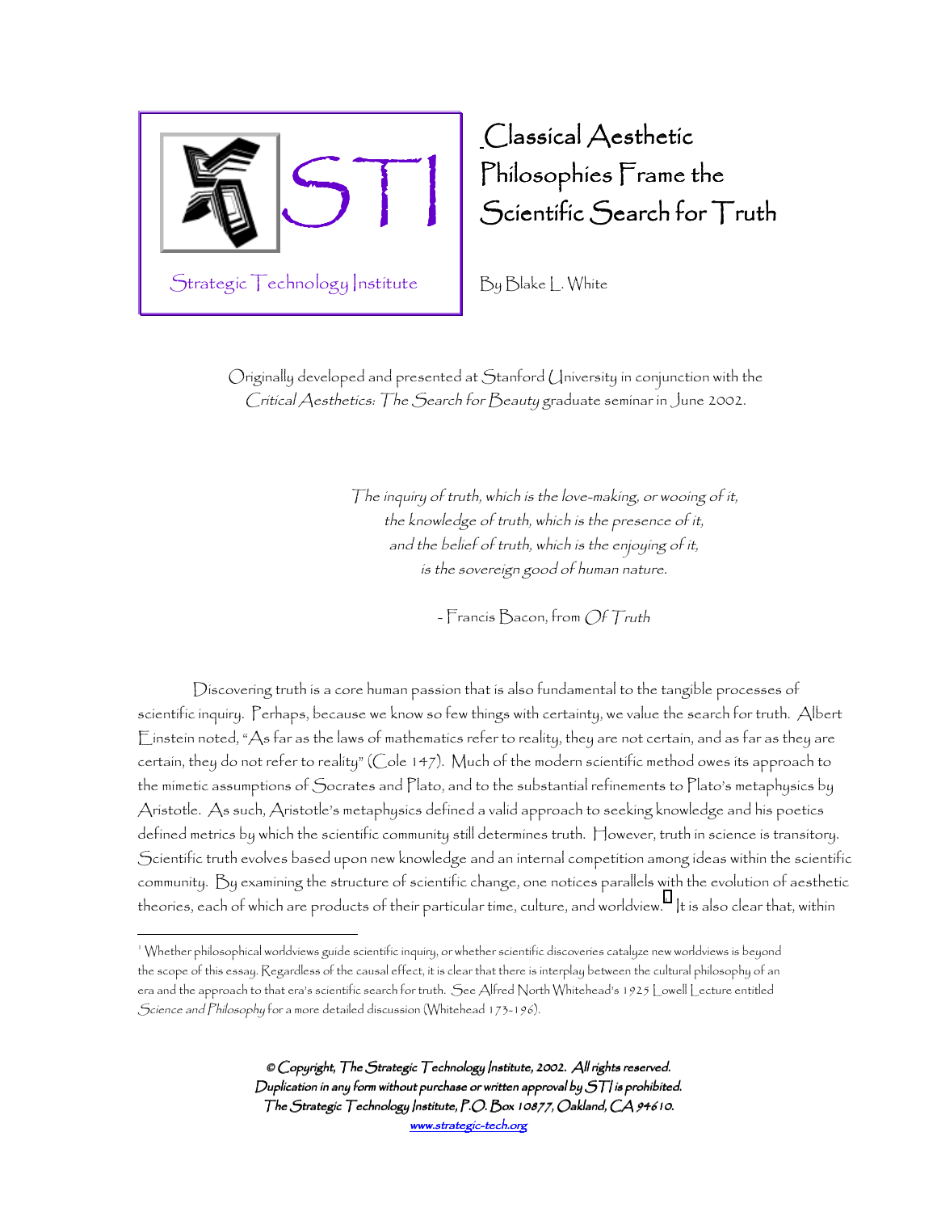Strategic Technology Institute

# Classical Aesthetic Philosophies Frame the Scientific Search for Truth

By Blake L. White

Originally developed and presented at Stanford University in conjunction with the *Critical Aesthetics: The Search for Beauty* graduate seminar in June 2002.

> *The inquiry of truth, which is the love-making, or wooing of it,*
> *the knowledge of truth, which is the presence of it,*
> *and the belief of truth, which is the enjoying of it,*
> *is the sovereign good of human nature.*
>
> \- Francis Bacon, from *Of Truth*

Discovering truth is a core human passion that is also fundamental to the tangible processes of scientific inquiry. Perhaps, because we know so few things with certainty, we value the search for truth. Albert Einstein noted, "As far as the laws of mathematics refer to reality, they are not certain, and as far as they are certain, they do not refer to reality" (Cole 147). Much of the modern scientific method owes its approach to the mimetic assumptions of Socrates and Plato, and to the substantial refinements to Plato's metaphysics by Aristotle. As such, Aristotle's metaphysics defined a valid approach to seeking knowledge and his poetics defined metrics by which the scientific community still determines truth. However, truth in science is transitory. Scientific truth evolves based upon new knowledge and an internal competition among ideas within the scientific community. By examining the structure of scientific change, one notices parallels with the evolution of aesthetic theories, each of which are products of their particular time, culture, and worldview.[1] It is also clear that, within

---

[1] Whether philosophical worldviews guide scientific inquiry, or whether scientific discoveries catalyze new worldviews is beyond the scope of this essay. Regardless of the causal effect, it is clear that there is interplay between the cultural philosophy of an era and the approach to that era's scientific search for truth. See Alfred North Whitehead's 1925 Lowell Lecture entitled *Science and Philosophy* for a more detailed discussion (Whitehead 173-196).

*© Copyright, The Strategic Technology Institute, 2002. All rights reserved. Duplication in any form without purchase or written approval by STI is prohibited. The Strategic Technology Institute, P.O. Box 10877, Oakland, CA 94610. www.strategic-tech.org*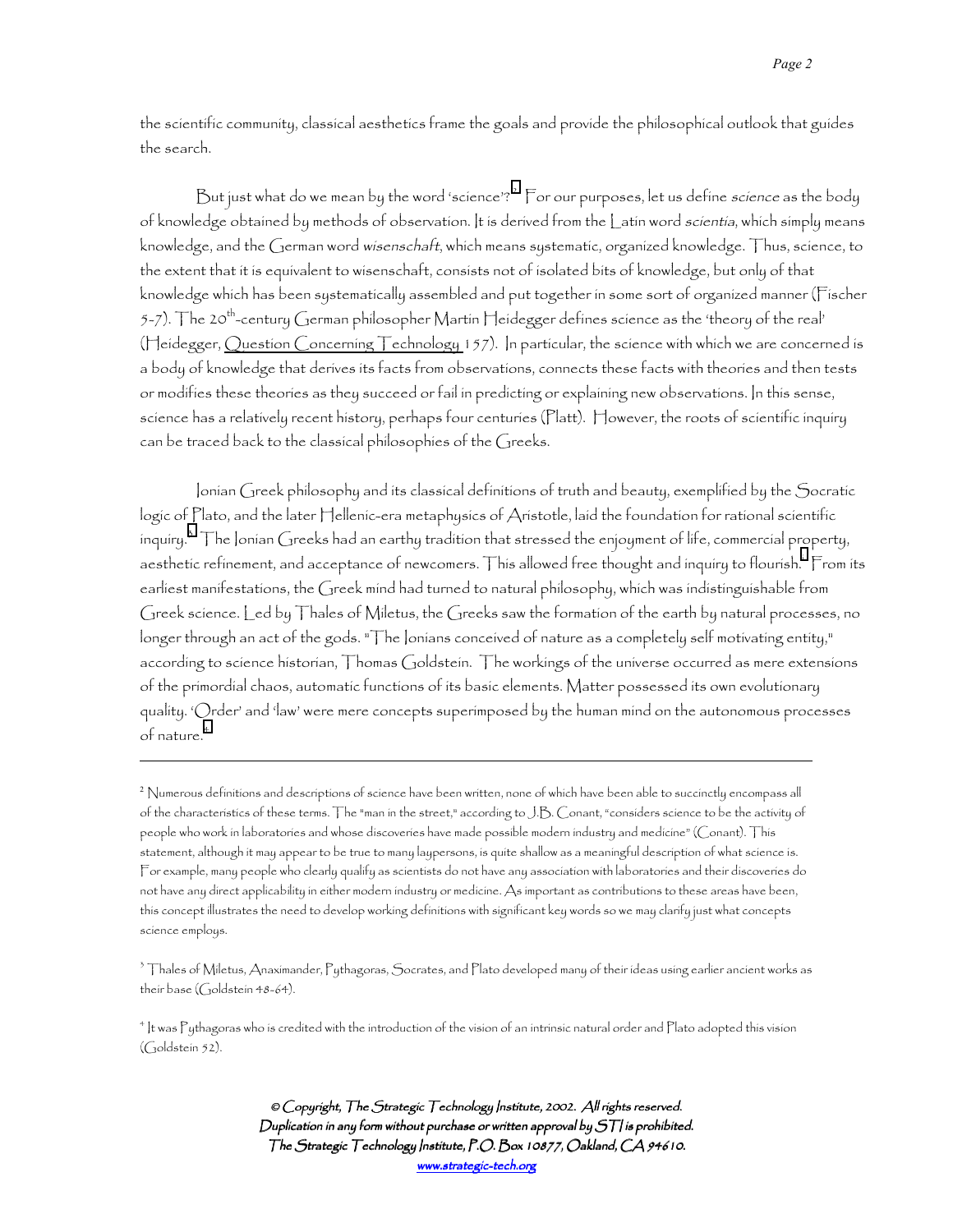the scientific community, classical aesthetics frame the goals and provide the philosophical outlook that guides the search.

But just what do we mean by the word 'science'?[2] For our purposes, let us define *science* as the body of knowledge obtained by methods of observation. It is derived from the Latin word *scientia*, which simply means knowledge, and the German word *wisenschaft*, which means systematic, organized knowledge. Thus, science, to the extent that it is equivalent to wisenschaft, consists not of isolated bits of knowledge, but only of that knowledge which has been systematically assembled and put together in some sort of organized manner (Fischer 5-7). The 20th-century German philosopher Martin Heidegger defines science as the 'theory of the real' (Heidegger, Question Concerning Technology 157). In particular, the science with which we are concerned is a body of knowledge that derives its facts from observations, connects these facts with theories and then tests or modifies these theories as they succeed or fail in predicting or explaining new observations. In this sense, science has a relatively recent history, perhaps four centuries (Platt). However, the roots of scientific inquiry can be traced back to the classical philosophies of the Greeks.

Ionian Greek philosophy and its classical definitions of truth and beauty, exemplified by the Socratic logic of Plato, and the later Hellenic-era metaphysics of Aristotle, laid the foundation for rational scientific inquiry.[3] The Ionian Greeks had an earthy tradition that stressed the enjoyment of life, commercial property, aesthetic refinement, and acceptance of newcomers. This allowed free thought and inquiry to flourish.[4] From its earliest manifestations, the Greek mind had turned to natural philosophy, which was indistinguishable from Greek science. Led by Thales of Miletus, the Greeks saw the formation of the earth by natural processes, no longer through an act of the gods. "The Ionians conceived of nature as a completely self motivating entity," according to science historian, Thomas Goldstein. The workings of the universe occurred as mere extensions of the primordial chaos, automatic functions of its basic elements. Matter possessed its own evolutionary quality. 'Order' and 'law' were mere concepts superimposed by the human mind on the autonomous processes of nature.[5]

---

[2] Numerous definitions and descriptions of science have been written, none of which have been able to succinctly encompass all of the characteristics of these terms. The "man in the street," according to J.B. Conant, "considers science to be the activity of people who work in laboratories and whose discoveries have made possible modern industry and medicine" (Conant). This statement, although it may appear to be true to many laypersons, is quite shallow as a meaningful description of what science is. For example, many people who clearly qualify as scientists do not have any association with laboratories and their discoveries do not have any direct applicability in either modern industry or medicine. As important as contributions to these areas have been, this concept illustrates the need to develop working definitions with significant key words so we may clarify just what concepts science employs.

[3] Thales of Miletus, Anaximander, Pythagoras, Socrates, and Plato developed many of their ideas using earlier ancient works as their base (Goldstein 48-64).

[4] It was Pythagoras who is credited with the introduction of the vision of an intrinsic natural order and Plato adopted this vision (Goldstein 52).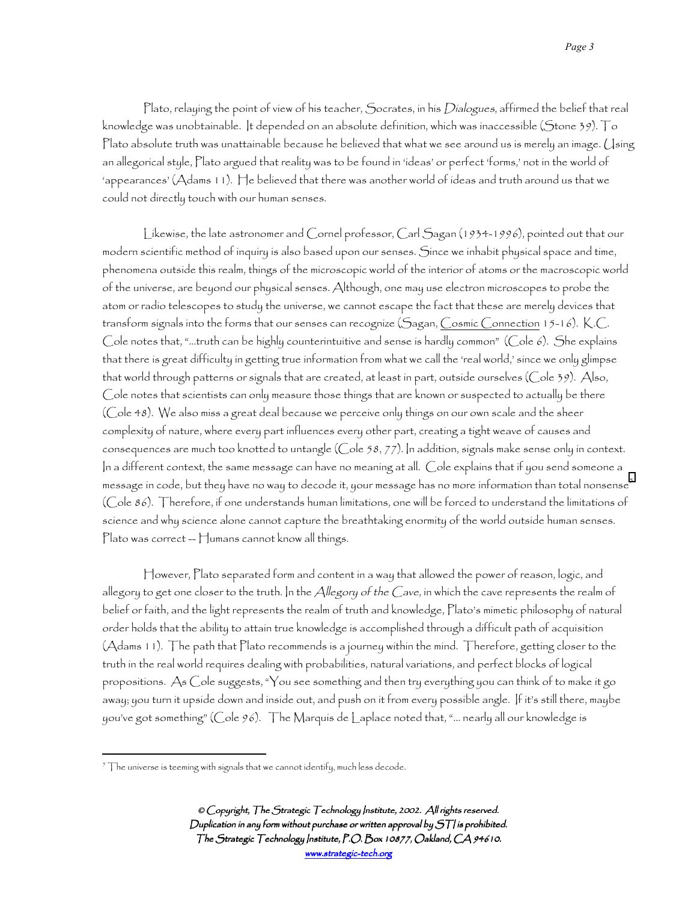Plato, relaying the point of view of his teacher, Socrates, in his *Dialogues*, affirmed the belief that real knowledge was unobtainable. It depended on an absolute definition, which was inaccessible (Stone 39). To Plato absolute truth was unattainable because he believed that what we see around us is merely an image. Using an allegorical style, Plato argued that reality was to be found in 'ideas' or perfect 'forms,' not in the world of 'appearances' (Adams 11). He believed that there was another world of ideas and truth around us that we could not directly touch with our human senses.

Likewise, the late astronomer and Cornel professor, Carl Sagan (1934-1996), pointed out that our modern scientific method of inquiry is also based upon our senses. Since we inhabit physical space and time, phenomena outside this realm, things of the microscopic world of the interior of atoms or the macroscopic world of the universe, are beyond our physical senses. Although, one may use electron microscopes to probe the atom or radio telescopes to study the universe, we cannot escape the fact that these are merely devices that transform signals into the forms that our senses can recognize (Sagan, Cosmic Connection 15-16). K.C. Cole notes that, "...truth can be highly counterintuitive and sense is hardly common" (Cole 6). She explains that there is great difficulty in getting true information from what we call the 'real world,' since we only glimpse that world through patterns or signals that are created, at least in part, outside ourselves (Cole 39). Also, Cole notes that scientists can only measure those things that are known or suspected to actually be there (Cole 48). We also miss a great deal because we perceive only things on our own scale and the sheer complexity of nature, where every part influences every other part, creating a tight weave of causes and consequences are much too knotted to untangle (Cole 58, 77). In addition, signals make sense only in context. In a different context, the same message can have no meaning at all. Cole explains that if you send someone a message in code, but they have no way to decode it, your message has no more information than total nonsense[5] (Cole 86). Therefore, if one understands human limitations, one will be forced to understand the limitations of science and why science alone cannot capture the breathtaking enormity of the world outside human senses. Plato was correct -- Humans cannot know all things.

However, Plato separated form and content in a way that allowed the power of reason, logic, and allegory to get one closer to the truth. In the *Allegory of the Cave*, in which the cave represents the realm of belief or faith, and the light represents the realm of truth and knowledge, Plato's mimetic philosophy of natural order holds that the ability to attain true knowledge is accomplished through a difficult path of acquisition (Adams 11). The path that Plato recommends is a journey within the mind. Therefore, getting closer to the truth in the real world requires dealing with probabilities, natural variations, and perfect blocks of logical propositions. As Cole suggests, "You see something and then try everything you can think of to make it go away; you turn it upside down and inside out, and push on it from every possible angle. If it's still there, maybe you've got something" (Cole 96). The Marquis de Laplace noted that, "... nearly all our knowledge is

---

[5] The universe is teeming with signals that we cannot identify, much less decode.

© Copyright, The Strategic Technology Institute, 2002. All rights reserved.
Duplication in any form without purchase or written approval by STI is prohibited.
The Strategic Technology Institute, P.O. Box 10877, Oakland, CA 94610.
www.strategic-tech.org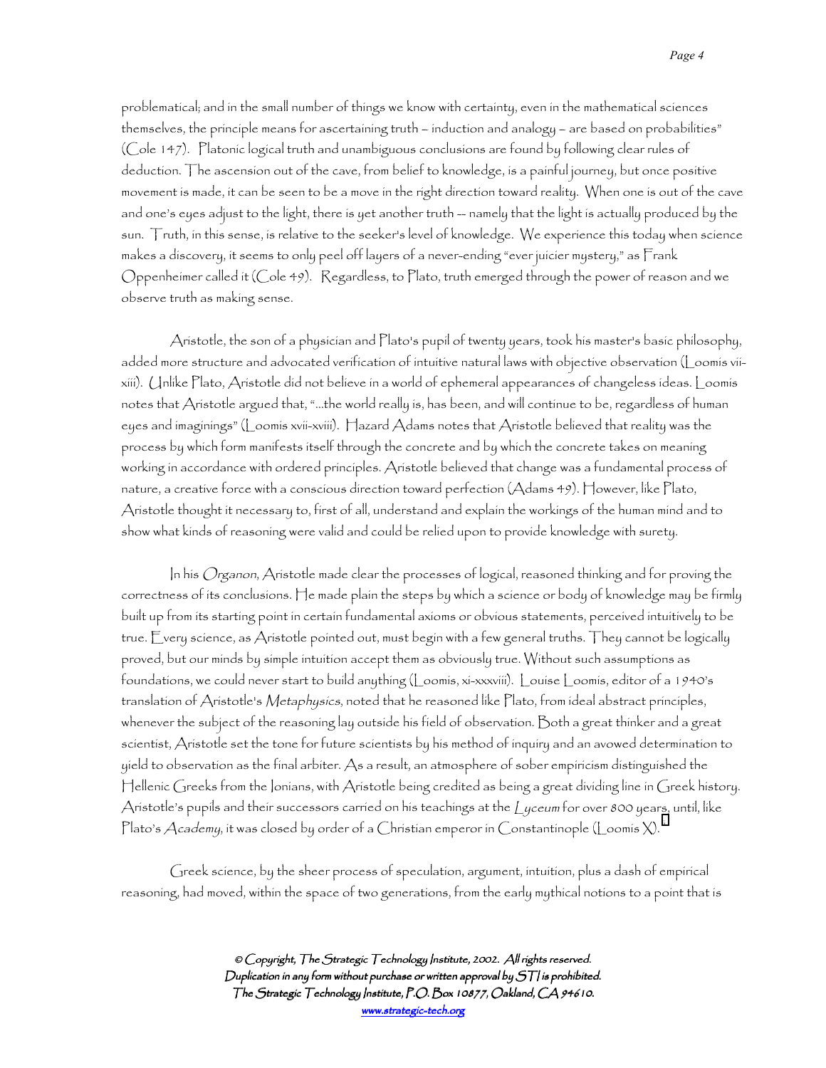problematical; and in the small number of things we know with certainty, even in the mathematical sciences themselves, the principle means for ascertaining truth – induction and analogy – are based on probabilities" (Cole 147). Platonic logical truth and unambiguous conclusions are found by following clear rules of deduction. The ascension out of the cave, from belief to knowledge, is a painful journey, but once positive movement is made, it can be seen to be a move in the right direction toward reality. When one is out of the cave and one's eyes adjust to the light, there is yet another truth -- namely that the light is actually produced by the sun. Truth, in this sense, is relative to the seeker's level of knowledge. We experience this today when science makes a discovery, it seems to only peel off layers of a never-ending "ever juicier mystery," as Frank Oppenheimer called it (Cole 49). Regardless, to Plato, truth emerged through the power of reason and we observe truth as making sense.

Aristotle, the son of a physician and Plato's pupil of twenty years, took his master's basic philosophy, added more structure and advocated verification of intuitive natural laws with objective observation (Loomis vii-xiii). Unlike Plato, Aristotle did not believe in a world of ephemeral appearances of changeless ideas. Loomis notes that Aristotle argued that, "...the world really is, has been, and will continue to be, regardless of human eyes and imaginings" (Loomis xvii-xviii). Hazard Adams notes that Aristotle believed that reality was the process by which form manifests itself through the concrete and by which the concrete takes on meaning working in accordance with ordered principles. Aristotle believed that change was a fundamental process of nature, a creative force with a conscious direction toward perfection (Adams 49). However, like Plato, Aristotle thought it necessary to, first of all, understand and explain the workings of the human mind and to show what kinds of reasoning were valid and could be relied upon to provide knowledge with surety.

In his *Organon*, Aristotle made clear the processes of logical, reasoned thinking and for proving the correctness of its conclusions. He made plain the steps by which a science or body of knowledge may be firmly built up from its starting point in certain fundamental axioms or obvious statements, perceived intuitively to be true. Every science, as Aristotle pointed out, must begin with a few general truths. They cannot be logically proved, but our minds by simple intuition accept them as obviously true. Without such assumptions as foundations, we could never start to build anything (Loomis, xi-xxxviii). Louise Loomis, editor of a 1940's translation of Aristotle's *Metaphysics*, noted that he reasoned like Plato, from ideal abstract principles, whenever the subject of the reasoning lay outside his field of observation. Both a great thinker and a great scientist, Aristotle set the tone for future scientists by his method of inquiry and an avowed determination to yield to observation as the final arbiter. As a result, an atmosphere of sober empiricism distinguished the Hellenic Greeks from the Ionians, with Aristotle being credited as being a great dividing line in Greek history. Aristotle's pupils and their successors carried on his teachings at the *Lyceum* for over 800 years, until, like Plato's *Academy*, it was closed by order of a Christian emperor in Constantinople (Loomis X).

Greek science, by the sheer process of speculation, argument, intuition, plus a dash of empirical reasoning, had moved, within the space of two generations, from the early mythical notions to a point that is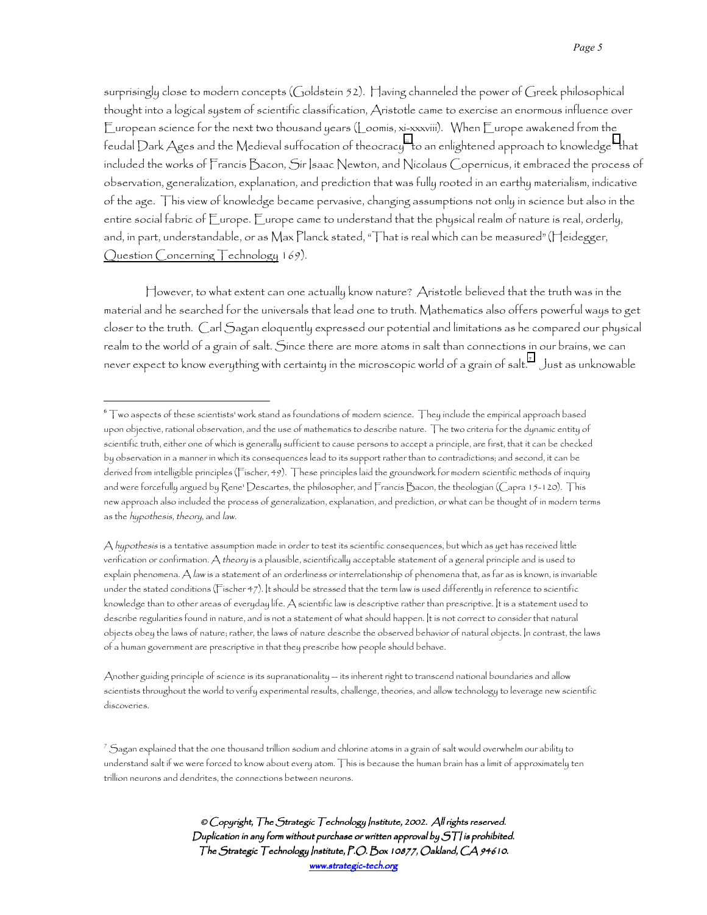surprisingly close to modern concepts (Goldstein 52). Having channeled the power of Greek philosophical thought into a logical system of scientific classification, Aristotle came to exercise an enormous influence over European science for the next two thousand years (Loomis, xi-xxxviii). When Europe awakened from the feudal Dark Ages and the Medieval suffocation of theocracy[ii] to an enlightened approach to knowledge[6] that included the works of Francis Bacon, Sir Isaac Newton, and Nicolaus Copernicus, it embraced the process of observation, generalization, explanation, and prediction that was fully rooted in an earthy materialism, indicative of the age. This view of knowledge became pervasive, changing assumptions not only in science but also in the entire social fabric of Europe. Europe came to understand that the physical realm of nature is real, orderly, and, in part, understandable, or as Max Planck stated, "That is real which can be measured" (Heidegger, Question Concerning Technology 169).

However, to what extent can one actually know nature? Aristotle believed that the truth was in the material and he searched for the universals that lead one to truth. Mathematics also offers powerful ways to get closer to the truth. Carl Sagan eloquently expressed our potential and limitations as he compared our physical realm to the world of a grain of salt. Since there are more atoms in salt than connections in our brains, we can never expect to know everything with certainty in the microscopic world of a grain of salt.[7] Just as unknowable

---

[6] Two aspects of these scientists' work stand as foundations of modern science. They include the empirical approach based upon objective, rational observation, and the use of mathematics to describe nature. The two criteria for the dynamic entity of scientific truth, either one of which is generally sufficient to cause persons to accept a principle, are first, that it can be checked by observation in a manner in which its consequences lead to its support rather than to contradictions; and second, it can be derived from intelligible principles (Fischer, 49). These principles laid the groundwork for modern scientific methods of inquiry and were forcefully argued by Rene' Descartes, the philosopher, and Francis Bacon, the theologian (Capra 15-120). This new approach also included the process of generalization, explanation, and prediction, or what can be thought of in modern terms as the *hypothesis*, *theory*, and *law*.

A *hypothesis* is a tentative assumption made in order to test its scientific consequences, but which as yet has received little verification or confirmation. A *theory* is a plausible, scientifically acceptable statement of a general principle and is used to explain phenomena. A *law* is a statement of an orderliness or interrelationship of phenomena that, as far as is known, is invariable under the stated conditions (Fischer 47). It should be stressed that the term law is used differently in reference to scientific knowledge than to other areas of everyday life. A scientific law is descriptive rather than prescriptive. It is a statement used to describe regularities found in nature, and is not a statement of what should happen. It is not correct to consider that natural objects obey the laws of nature; rather, the laws of nature describe the observed behavior of natural objects. In contrast, the laws of a human government are prescriptive in that they prescribe how people should behave.

Another guiding principle of science is its supranationality -- its inherent right to transcend national boundaries and allow scientists throughout the world to verify experimental results, challenge, theories, and allow technology to leverage new scientific discoveries.

[7] Sagan explained that the one thousand trillion sodium and chlorine atoms in a grain of salt would overwhelm our ability to understand salt if we were forced to know about every atom. This is because the human brain has a limit of approximately ten trillion neurons and dendrites, the connections between neurons.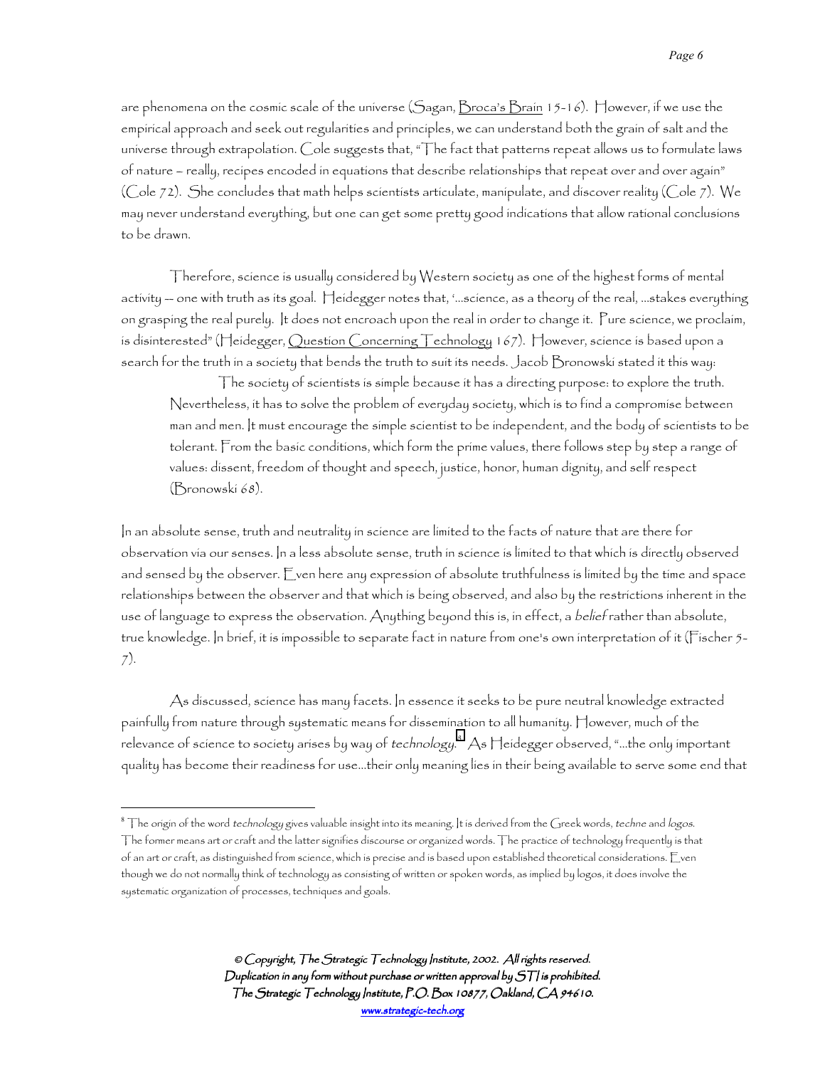are phenomena on the cosmic scale of the universe (Sagan, Broca's Brain 15-16). However, if we use the empirical approach and seek out regularities and principles, we can understand both the grain of salt and the universe through extrapolation. Cole suggests that, "The fact that patterns repeat allows us to formulate laws of nature – really, recipes encoded in equations that describe relationships that repeat over and over again" (Cole 72). She concludes that math helps scientists articulate, manipulate, and discover reality (Cole 7). We may never understand everything, but one can get some pretty good indications that allow rational conclusions to be drawn.

Therefore, science is usually considered by Western society as one of the highest forms of mental activity -- one with truth as its goal. Heidegger notes that, '...science, as a theory of the real, ...stakes everything on grasping the real purely. It does not encroach upon the real in order to change it. Pure science, we proclaim, is disinterested" (Heidegger, Question Concerning Technology 167). However, science is based upon a search for the truth in a society that bends the truth to suit its needs. Jacob Bronowski stated it this way:

> The society of scientists is simple because it has a directing purpose: to explore the truth. Nevertheless, it has to solve the problem of everyday society, which is to find a compromise between man and men. It must encourage the simple scientist to be independent, and the body of scientists to be tolerant. From the basic conditions, which form the prime values, there follows step by step a range of values: dissent, freedom of thought and speech, justice, honor, human dignity, and self respect (Bronowski 68).

In an absolute sense, truth and neutrality in science are limited to the facts of nature that are there for observation via our senses. In a less absolute sense, truth in science is limited to that which is directly observed and sensed by the observer. Even here any expression of absolute truthfulness is limited by the time and space relationships between the observer and that which is being observed, and also by the restrictions inherent in the use of language to express the observation. Anything beyond this is, in effect, a *belief* rather than absolute, true knowledge. In brief, it is impossible to separate fact in nature from one's own interpretation of it (Fischer 5-7).

As discussed, science has many facets. In essence it seeks to be pure neutral knowledge extracted painfully from nature through systematic means for dissemination to all humanity. However, much of the relevance of science to society arises by way of *technology*.[8] As Heidegger observed, "...the only important quality has become their readiness for use...their only meaning lies in their being available to serve some end that

---

[8] The origin of the word *technology* gives valuable insight into its meaning. It is derived from the Greek words, *techne* and *logos*. The former means art or craft and the latter signifies discourse or organized words. The practice of technology frequently is that of an art or craft, as distinguished from science, which is precise and is based upon established theoretical considerations. Even though we do not normally think of technology as consisting of written or spoken words, as implied by logos, it does involve the systematic organization of processes, techniques and goals.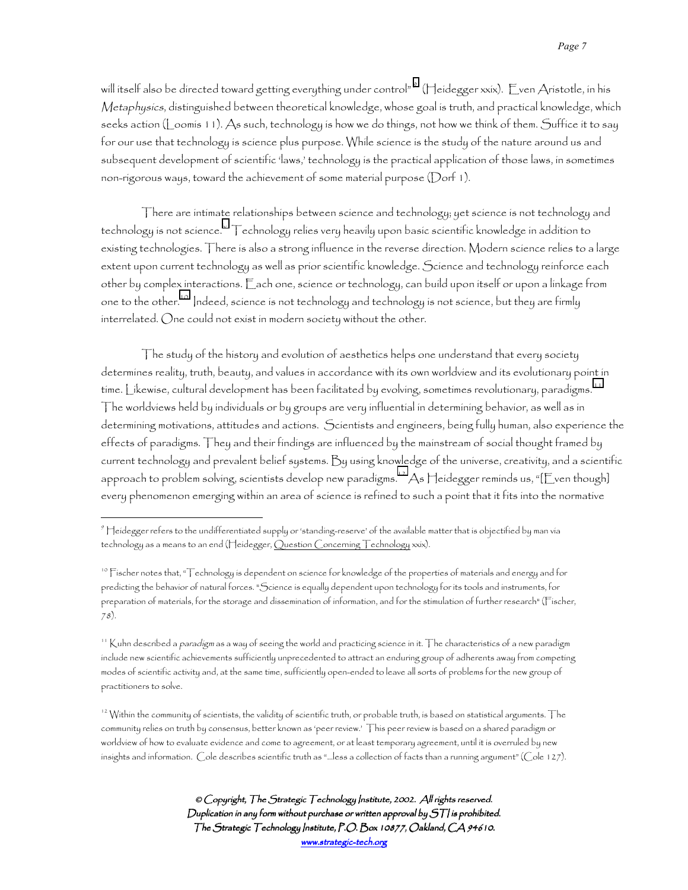will itself also be directed toward getting everything under control"[9] (Heidegger xxix). Even Aristotle, in his *Metaphysics*, distinguished between theoretical knowledge, whose goal is truth, and practical knowledge, which seeks action (Loomis 11). As such, technology is how we do things, not how we think of them. Suffice it to say for our use that technology is science plus purpose. While science is the study of the nature around us and subsequent development of scientific 'laws,' technology is the practical application of those laws, in sometimes non-rigorous ways, toward the achievement of some material purpose (Dorf 1).

There are intimate relationships between science and technology; yet science is not technology and technology is not science.[9] Technology relies very heavily upon basic scientific knowledge in addition to existing technologies. There is also a strong influence in the reverse direction. Modern science relies to a large extent upon current technology as well as prior scientific knowledge. Science and technology reinforce each other by complex interactions. Each one, science or technology, can build upon itself or upon a linkage from one to the other.[10] Indeed, science is not technology and technology is not science, but they are firmly interrelated. One could not exist in modern society without the other.

The study of the history and evolution of aesthetics helps one understand that every society determines reality, truth, beauty, and values in accordance with its own worldview and its evolutionary point in time. Likewise, cultural development has been facilitated by evolving, sometimes revolutionary, paradigms.[11] The worldviews held by individuals or by groups are very influential in determining behavior, as well as in determining motivations, attitudes and actions. Scientists and engineers, being fully human, also experience the effects of paradigms. They and their findings are influenced by the mainstream of social thought framed by current technology and prevalent belief systems. By using knowledge of the universe, creativity, and a scientific approach to problem solving, scientists develop new paradigms.[12] As Heidegger reminds us, "[Even though] every phenomenon emerging within an area of science is refined to such a point that it fits into the normative

---

[9] Heidegger refers to the undifferentiated supply or 'standing-reserve' of the available matter that is objectified by man via technology as a means to an end (Heidegger, Question Concerning Technology xxix).

[10] Fischer notes that, "Technology is dependent on science for knowledge of the properties of materials and energy and for predicting the behavior of natural forces. "Science is equally dependent upon technology for its tools and instruments, for preparation of materials, for the storage and dissemination of information, and for the stimulation of further research" (Fischer, 78).

[11] Kuhn described a *paradigm* as a way of seeing the world and practicing science in it. The characteristics of a new paradigm include new scientific achievements sufficiently unprecedented to attract an enduring group of adherents away from competing modes of scientific activity and, at the same time, sufficiently open-ended to leave all sorts of problems for the new group of practitioners to solve.

[12] Within the community of scientists, the validity of scientific truth, or probable truth, is based on statistical arguments. The community relies on truth by consensus, better known as 'peer review.' This peer review is based on a shared paradigm or worldview of how to evaluate evidence and come to agreement, or at least temporary agreement, until it is overruled by new insights and information. Cole describes scientific truth as "...less a collection of facts than a running argument" (Cole 127).

© Copyright, The Strategic Technology Institute, 2002. All rights reserved.
Duplication in any form without purchase or written approval by STI is prohibited.
The Strategic Technology Institute, P.O. Box 10877, Oakland, CA 94610.
www.strategic-tech.org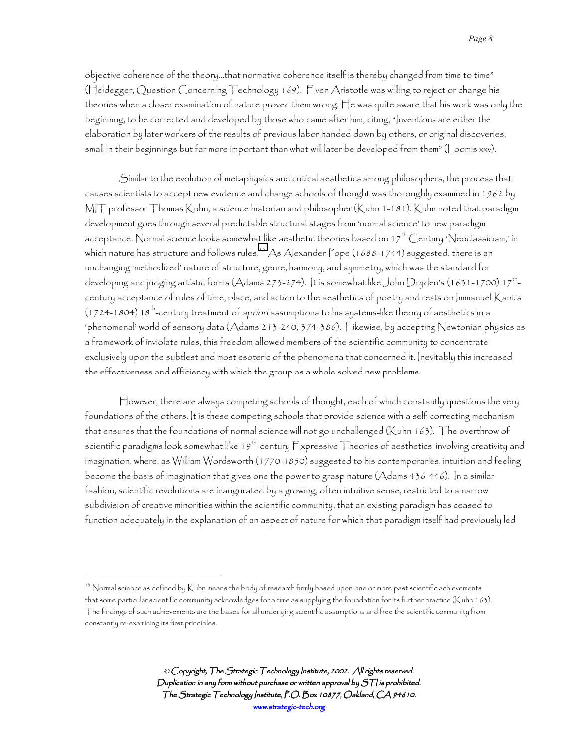objective coherence of the theory...that normative coherence itself is thereby changed from time to time" (Heidegger, Question Concerning Technology 169). Even Aristotle was willing to reject or change his theories when a closer examination of nature proved them wrong. He was quite aware that his work was only the beginning, to be corrected and developed by those who came after him, citing, "Inventions are either the elaboration by later workers of the results of previous labor handed down by others, or original discoveries, small in their beginnings but far more important than what will later be developed from them" (Loomis xxv).

Similar to the evolution of metaphysics and critical aesthetics among philosophers, the process that causes scientists to accept new evidence and change schools of thought was thoroughly examined in 1962 by MIT professor Thomas Kuhn, a science historian and philosopher (Kuhn 1-181). Kuhn noted that paradigm development goes through several predictable structural stages from 'normal science' to new paradigm acceptance. Normal science looks somewhat like aesthetic theories based on 17th Century 'Neoclassicism,' in which nature has structure and follows rules.[13] As Alexander Pope (1688-1744) suggested, there is an unchanging 'methodized' nature of structure, genre, harmony, and symmetry, which was the standard for developing and judging artistic forms (Adams 273-274). It is somewhat like John Dryden's (1631-1700) 17th-century acceptance of rules of time, place, and action to the aesthetics of poetry and rests on Immanuel Kant's (1724-1804) 18th-century treatment of *apriori* assumptions to his systems-like theory of aesthetics in a 'phenomenal' world of sensory data (Adams 213-240, 374-386). Likewise, by accepting Newtonian physics as a framework of inviolate rules, this freedom allowed members of the scientific community to concentrate exclusively upon the subtlest and most esoteric of the phenomena that concerned it. Inevitably this increased the effectiveness and efficiency with which the group as a whole solved new problems.

However, there are always competing schools of thought, each of which constantly questions the very foundations of the others. It is these competing schools that provide science with a self-correcting mechanism that ensures that the foundations of normal science will not go unchallenged (Kuhn 163). The overthrow of scientific paradigms look somewhat like 19th-century Expressive Theories of aesthetics, involving creativity and imagination, where, as William Wordsworth (1770-1850) suggested to his contemporaries, intuition and feeling become the basis of imagination that gives one the power to grasp nature (Adams 436-446). In a similar fashion, scientific revolutions are inaugurated by a growing, often intuitive sense, restricted to a narrow subdivision of creative minorities within the scientific community, that an existing paradigm has ceased to function adequately in the explanation of an aspect of nature for which that paradigm itself had previously led

---

[13] Normal science as defined by Kuhn means the body of research firmly based upon one or more past scientific achievements that some particular scientific community acknowledges for a time as supplying the foundation for its further practice (Kuhn 163). The findings of such achievements are the bases for all underlying scientific assumptions and free the scientific community from constantly re-examining its first principles.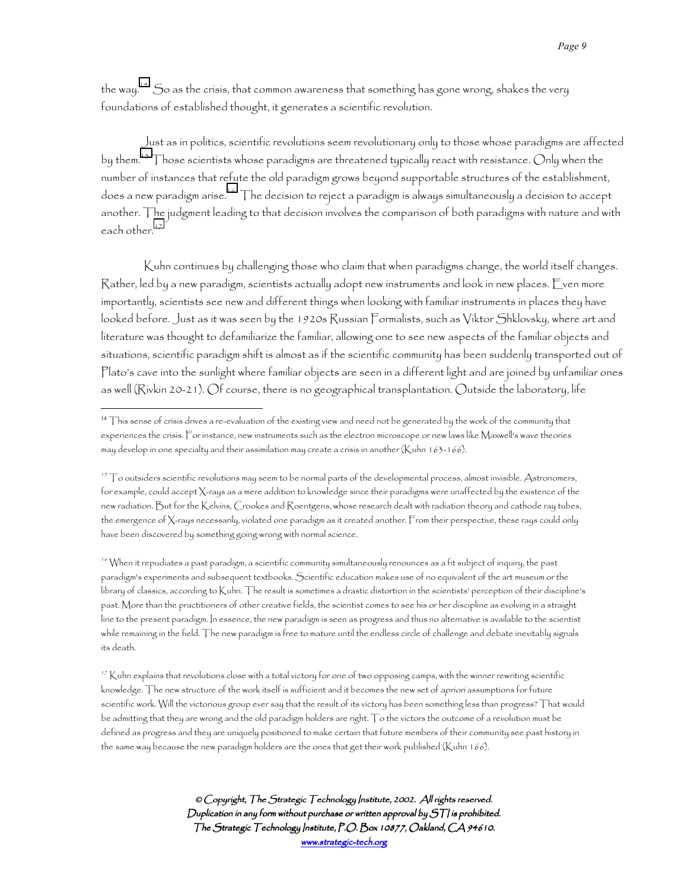the way.[14] So as the crisis, that common awareness that something has gone wrong, shakes the very foundations of established thought, it generates a scientific revolution.

Just as in politics, scientific revolutions seem revolutionary only to those whose paradigms are affected by them.[15] Those scientists whose paradigms are threatened typically react with resistance. Only when the number of instances that refute the old paradigm grows beyond supportable structures of the establishment, does a new paradigm arise.[16] The decision to reject a paradigm is always simultaneously a decision to accept another. The judgment leading to that decision involves the comparison of both paradigms with nature and with each other.[17]

Kuhn continues by challenging those who claim that when paradigms change, the world itself changes. Rather, led by a new paradigm, scientists actually adopt new instruments and look in new places. Even more importantly, scientists see new and different things when looking with familiar instruments in places they have looked before. Just as it was seen by the 1920s Russian Formalists, such as Viktor Shklovsky, where art and literature was thought to defamiliarize the familiar, allowing one to see new aspects of the familiar objects and situations, scientific paradigm shift is almost as if the scientific community has been suddenly transported out of Plato's cave into the sunlight where familiar objects are seen in a different light and are joined by unfamiliar ones as well (Rivkin 20-21). Of course, there is no geographical transplantation. Outside the laboratory, life

---

[14] This sense of crisis drives a re-evaluation of the existing view and need not be generated by the work of the community that experiences the crisis. For instance, new instruments such as the electron microscope or new laws like Maxwell's wave theories may develop in one specialty and their assimilation may create a crisis in another (Kuhn 163-166).

[15] To outsiders scientific revolutions may seem to be normal parts of the developmental process, almost invisible. Astronomers, for example, could accept X-rays as a mere addition to knowledge since their paradigms were unaffected by the existence of the new radiation. But for the Kelvins, Crookes and Roentgens, whose research dealt with radiation theory and cathode ray tubes, the emergence of X-rays necessarily, violated one paradigm as it created another. From their perspective, these rays could only have been discovered by something going wrong with normal science.

[16] When it repudiates a past paradigm, a scientific community simultaneously renounces as a fit subject of inquiry, the past paradigm's experiments and subsequent textbooks. Scientific education makes use of no equivalent of the art museum or the library of classics, according to Kuhn. The result is sometimes a drastic distortion in the scientists' perception of their discipline's past. More than the practitioners of other creative fields, the scientist comes to see his or her discipline as evolving in a straight line to the present paradigm. In essence, the new paradigm is seen as progress and thus no alternative is available to the scientist while remaining in the field. The new paradigm is free to mature until the endless circle of challenge and debate inevitably signals its death.

[17] Kuhn explains that revolutions close with a total victory for one of two opposing camps, with the winner rewriting scientific knowledge. The new structure of the work itself is sufficient and it becomes the new set of *apriori* assumptions for future scientific work. Will the victorious group ever say that the result of its victory has been something less than progress? That would be admitting that they are wrong and the old paradigm holders are right. To the victors the outcome of a revolution must be defined as progress and they are uniquely positioned to make certain that future members of their community see past history in the same way because the new paradigm holders are the ones that get their work published (Kuhn 166).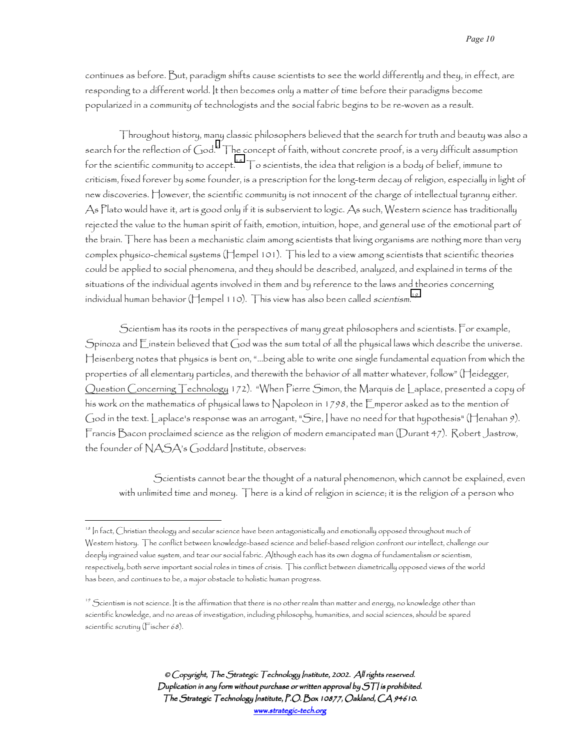continues as before. But, paradigm shifts cause scientists to see the world differently and they, in effect, are responding to a different world. It then becomes only a matter of time before their paradigms become popularized in a community of technologists and the social fabric begins to be re-woven as a result.

Throughout history, many classic philosophers believed that the search for truth and beauty was also a search for the reflection of God.[] The concept of faith, without concrete proof, is a very difficult assumption for the scientific community to accept.[18] To scientists, the idea that religion is a body of belief, immune to criticism, fixed forever by some founder, is a prescription for the long-term decay of religion, especially in light of new discoveries. However, the scientific community is not innocent of the charge of intellectual tyranny either. As Plato would have it, art is good only if it is subservient to logic. As such, Western science has traditionally rejected the value to the human spirit of faith, emotion, intuition, hope, and general use of the emotional part of the brain. There has been a mechanistic claim among scientists that living organisms are nothing more than very complex physico-chemical systems (Hempel 101). This led to a view among scientists that scientific theories could be applied to social phenomena, and they should be described, analyzed, and explained in terms of the situations of the individual agents involved in them and by reference to the laws and theories concerning individual human behavior (Hempel 110). This view has also been called *scientism*.[19]

Scientism has its roots in the perspectives of many great philosophers and scientists. For example, Spinoza and Einstein believed that God was the sum total of all the physical laws which describe the universe. Heisenberg notes that physics is bent on, "...being able to write one single fundamental equation from which the properties of all elementary particles, and therewith the behavior of all matter whatever, follow" (Heidegger, Question Concerning Technology 172). "When Pierre Simon, the Marquis de Laplace, presented a copy of his work on the mathematics of physical laws to Napoleon in 1798, the Emperor asked as to the mention of God in the text. Laplace's response was an arrogant, "Sire, I have no need for that hypothesis" (Henahan 9). Francis Bacon proclaimed science as the religion of modern emancipated man (Durant 47). Robert Jastrow, the founder of NASA's Goddard Institute, observes:

> Scientists cannot bear the thought of a natural phenomenon, which cannot be explained, even with unlimited time and money. There is a kind of religion in science; it is the religion of a person who

---

[18] In fact, Christian theology and secular science have been antagonistically and emotionally opposed throughout much of Western history. The conflict between knowledge-based science and belief-based religion confront our intellect, challenge our deeply ingrained value system, and tear our social fabric. Although each has its own dogma of fundamentalism or scientism, respectively, both serve important social roles in times of crisis. This conflict between diametrically opposed views of the world has been, and continues to be, a major obstacle to holistic human progress.

[19] Scientism is not science. It is the affirmation that there is no other realm than matter and energy, no knowledge other than scientific knowledge, and no areas of investigation, including philosophy, humanities, and social sciences, should be spared scientific scrutiny (Fischer 68).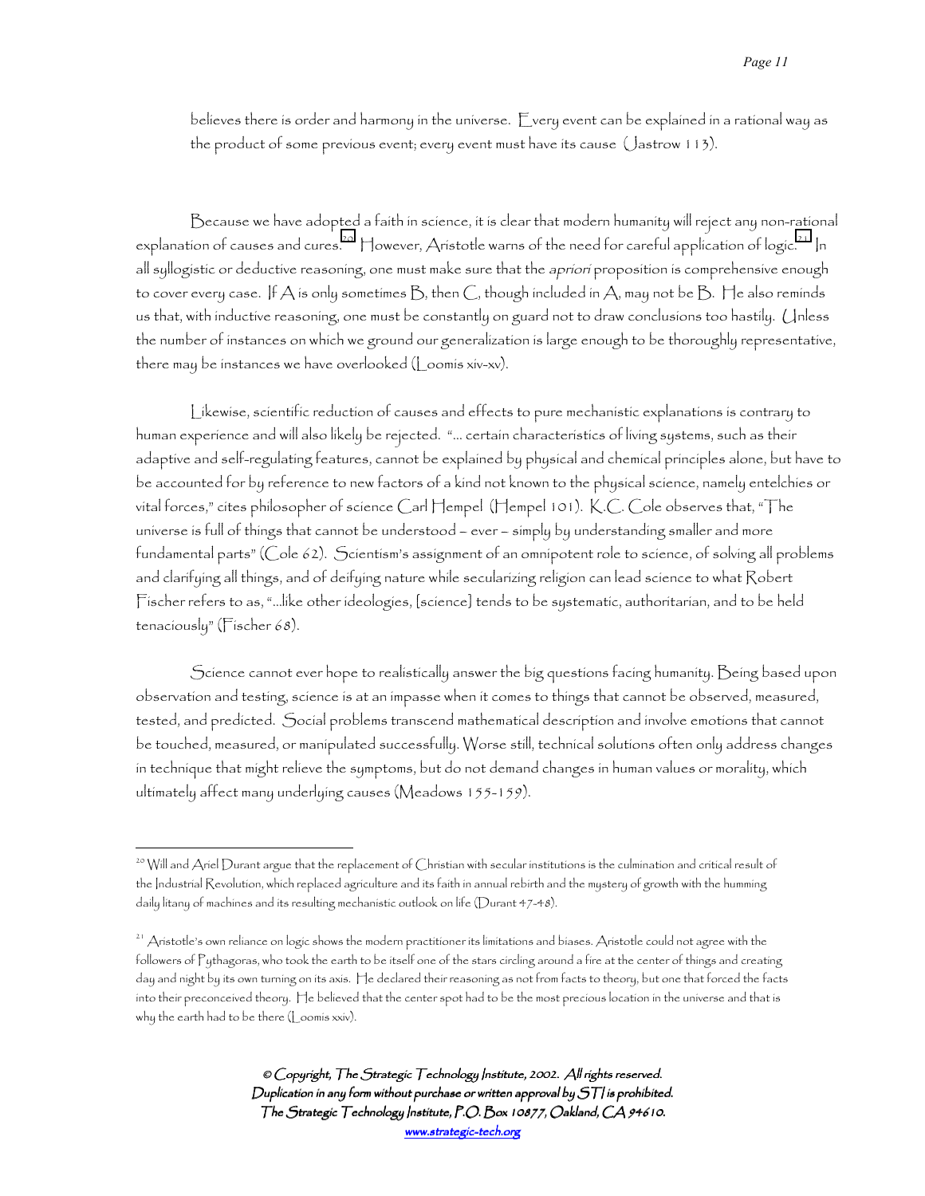believes there is order and harmony in the universe. Every event can be explained in a rational way as the product of some previous event; every event must have its cause (Jastrow 113).

Because we have adopted a faith in science, it is clear that modern humanity will reject any non-rational explanation of causes and cures.[20] However, Aristotle warns of the need for careful application of logic.[21] In all syllogistic or deductive reasoning, one must make sure that the *apriori* proposition is comprehensive enough to cover every case. If A is only sometimes B, then C, though included in A, may not be B. He also reminds us that, with inductive reasoning, one must be constantly on guard not to draw conclusions too hastily. Unless the number of instances on which we ground our generalization is large enough to be thoroughly representative, there may be instances we have overlooked (Loomis xiv-xv).

Likewise, scientific reduction of causes and effects to pure mechanistic explanations is contrary to human experience and will also likely be rejected. "... certain characteristics of living systems, such as their adaptive and self-regulating features, cannot be explained by physical and chemical principles alone, but have to be accounted for by reference to new factors of a kind not known to the physical science, namely entelchies or vital forces," cites philosopher of science Carl Hempel (Hempel 101). K.C. Cole observes that, "The universe is full of things that cannot be understood – ever – simply by understanding smaller and more fundamental parts" (Cole 62). Scientism's assignment of an omnipotent role to science, of solving all problems and clarifying all things, and of deifying nature while secularizing religion can lead science to what Robert Fischer refers to as, "...like other ideologies, [science] tends to be systematic, authoritarian, and to be held tenaciously" (Fischer 68).

Science cannot ever hope to realistically answer the big questions facing humanity. Being based upon observation and testing, science is at an impasse when it comes to things that cannot be observed, measured, tested, and predicted. Social problems transcend mathematical description and involve emotions that cannot be touched, measured, or manipulated successfully. Worse still, technical solutions often only address changes in technique that might relieve the symptoms, but do not demand changes in human values or morality, which ultimately affect many underlying causes (Meadows 155-159).

---

[20] Will and Ariel Durant argue that the replacement of Christian with secular institutions is the culmination and critical result of the Industrial Revolution, which replaced agriculture and its faith in annual rebirth and the mystery of growth with the humming daily litany of machines and its resulting mechanistic outlook on life (Durant 47-48).

[21] Aristotle's own reliance on logic shows the modern practitioner its limitations and biases. Aristotle could not agree with the followers of Pythagoras, who took the earth to be itself one of the stars circling around a fire at the center of things and creating day and night by its own turning on its axis. He declared their reasoning as not from facts to theory, but one that forced the facts into their preconceived theory. He believed that the center spot had to be the most precious location in the universe and that is why the earth had to be there (Loomis xxiv).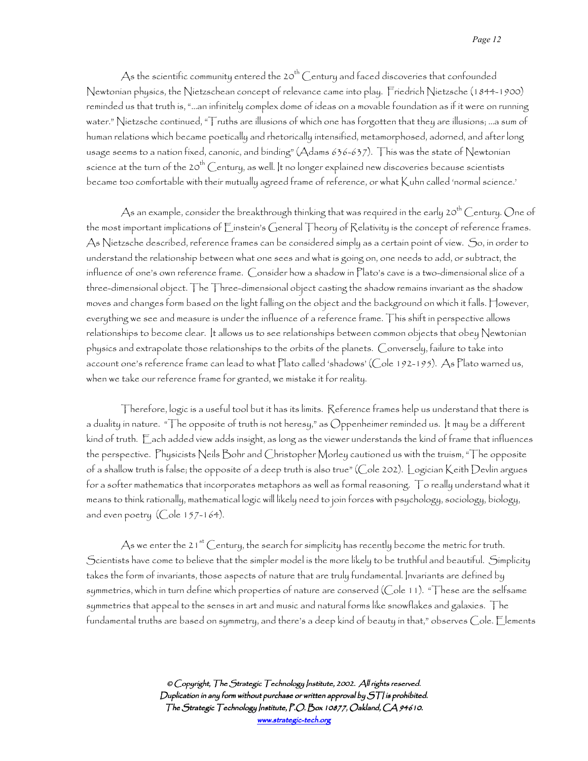As the scientific community entered the 20th Century and faced discoveries that confounded Newtonian physics, the Nietzschean concept of relevance came into play. Friedrich Nietzsche (1844-1900) reminded us that truth is, "…an infinitely complex dome of ideas on a movable foundation as if it were on running water." Nietzsche continued, "Truths are illusions of which one has forgotten that they are illusions; …a sum of human relations which became poetically and rhetorically intensified, metamorphosed, adorned, and after long usage seems to a nation fixed, canonic, and binding" (Adams 636-637). This was the state of Newtonian science at the turn of the 20th Century, as well. It no longer explained new discoveries because scientists became too comfortable with their mutually agreed frame of reference, or what Kuhn called 'normal science.'

As an example, consider the breakthrough thinking that was required in the early 20th Century. One of the most important implications of Einstein's General Theory of Relativity is the concept of reference frames. As Nietzsche described, reference frames can be considered simply as a certain point of view. So, in order to understand the relationship between what one sees and what is going on, one needs to add, or subtract, the influence of one's own reference frame. Consider how a shadow in Plato's cave is a two-dimensional slice of a three-dimensional object. The Three-dimensional object casting the shadow remains invariant as the shadow moves and changes form based on the light falling on the object and the background on which it falls. However, everything we see and measure is under the influence of a reference frame. This shift in perspective allows relationships to become clear. It allows us to see relationships between common objects that obey Newtonian physics and extrapolate those relationships to the orbits of the planets. Conversely, failure to take into account one's reference frame can lead to what Plato called 'shadows' (Cole 192-195). As Plato warned us, when we take our reference frame for granted, we mistake it for reality.

Therefore, logic is a useful tool but it has its limits. Reference frames help us understand that there is a duality in nature. "The opposite of truth is not heresy," as Oppenheimer reminded us. It may be a different kind of truth. Each added view adds insight, as long as the viewer understands the kind of frame that influences the perspective. Physicists Neils Bohr and Christopher Morley cautioned us with the truism, "The opposite of a shallow truth is false; the opposite of a deep truth is also true" (Cole 202). Logician Keith Devlin argues for a softer mathematics that incorporates metaphors as well as formal reasoning. To really understand what it means to think rationally, mathematical logic will likely need to join forces with psychology, sociology, biology, and even poetry (Cole 157-164).

As we enter the 21st Century, the search for simplicity has recently become the metric for truth. Scientists have come to believe that the simpler model is the more likely to be truthful and beautiful. Simplicity takes the form of invariants, those aspects of nature that are truly fundamental. Invariants are defined by symmetries, which in turn define which properties of nature are conserved (Cole 11). "These are the selfsame symmetries that appeal to the senses in art and music and natural forms like snowflakes and galaxies. The fundamental truths are based on symmetry, and there's a deep kind of beauty in that," observes Cole. Elements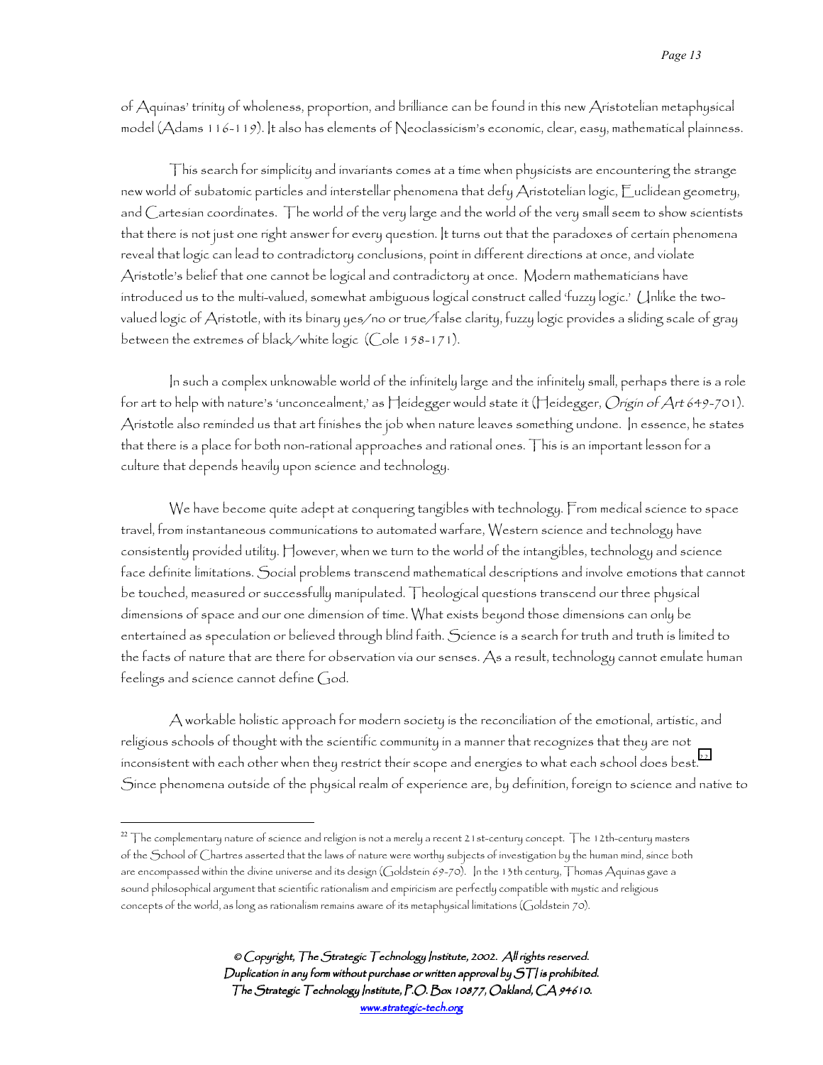of Aquinas' trinity of wholeness, proportion, and brilliance can be found in this new Aristotelian metaphysical model (Adams 116-119). It also has elements of Neoclassicism's economic, clear, easy, mathematical plainness.

This search for simplicity and invariants comes at a time when physicists are encountering the strange new world of subatomic particles and interstellar phenomena that defy Aristotelian logic, Euclidean geometry, and Cartesian coordinates. The world of the very large and the world of the very small seem to show scientists that there is not just one right answer for every question. It turns out that the paradoxes of certain phenomena reveal that logic can lead to contradictory conclusions, point in different directions at once, and violate Aristotle's belief that one cannot be logical and contradictory at once. Modern mathematicians have introduced us to the multi-valued, somewhat ambiguous logical construct called 'fuzzy logic.' Unlike the two-valued logic of Aristotle, with its binary yes/no or true/false clarity, fuzzy logic provides a sliding scale of gray between the extremes of black/white logic (Cole 158-171).

In such a complex unknowable world of the infinitely large and the infinitely small, perhaps there is a role for art to help with nature's 'unconcealment,' as Heidegger would state it (Heidegger, *Origin of Art* 649-701). Aristotle also reminded us that art finishes the job when nature leaves something undone. In essence, he states that there is a place for both non-rational approaches and rational ones. This is an important lesson for a culture that depends heavily upon science and technology.

We have become quite adept at conquering tangibles with technology. From medical science to space travel, from instantaneous communications to automated warfare, Western science and technology have consistently provided utility. However, when we turn to the world of the intangibles, technology and science face definite limitations. Social problems transcend mathematical descriptions and involve emotions that cannot be touched, measured or successfully manipulated. Theological questions transcend our three physical dimensions of space and our one dimension of time. What exists beyond those dimensions can only be entertained as speculation or believed through blind faith. Science is a search for truth and truth is limited to the facts of nature that are there for observation via our senses. As a result, technology cannot emulate human feelings and science cannot define God.

A workable holistic approach for modern society is the reconciliation of the emotional, artistic, and religious schools of thought with the scientific community in a manner that recognizes that they are not inconsistent with each other when they restrict their scope and energies to what each school does best.[22] Since phenomena outside of the physical realm of experience are, by definition, foreign to science and native to

---

[22] The complementary nature of science and religion is not a merely a recent 21st-century concept. The 12th-century masters of the School of Chartres asserted that the laws of nature were worthy subjects of investigation by the human mind, since both are encompassed within the divine universe and its design (Goldstein 69-70). In the 13th century, Thomas Aquinas gave a sound philosophical argument that scientific rationalism and empiricism are perfectly compatible with mystic and religious concepts of the world, as long as rationalism remains aware of its metaphysical limitations (Goldstein 70).

© Copyright, The Strategic Technology Institute, 2002. All rights reserved.
Duplication in any form without purchase or written approval by STI is prohibited.
The Strategic Technology Institute, P.O. Box 10877, Oakland, CA 94610.
www.strategic-tech.org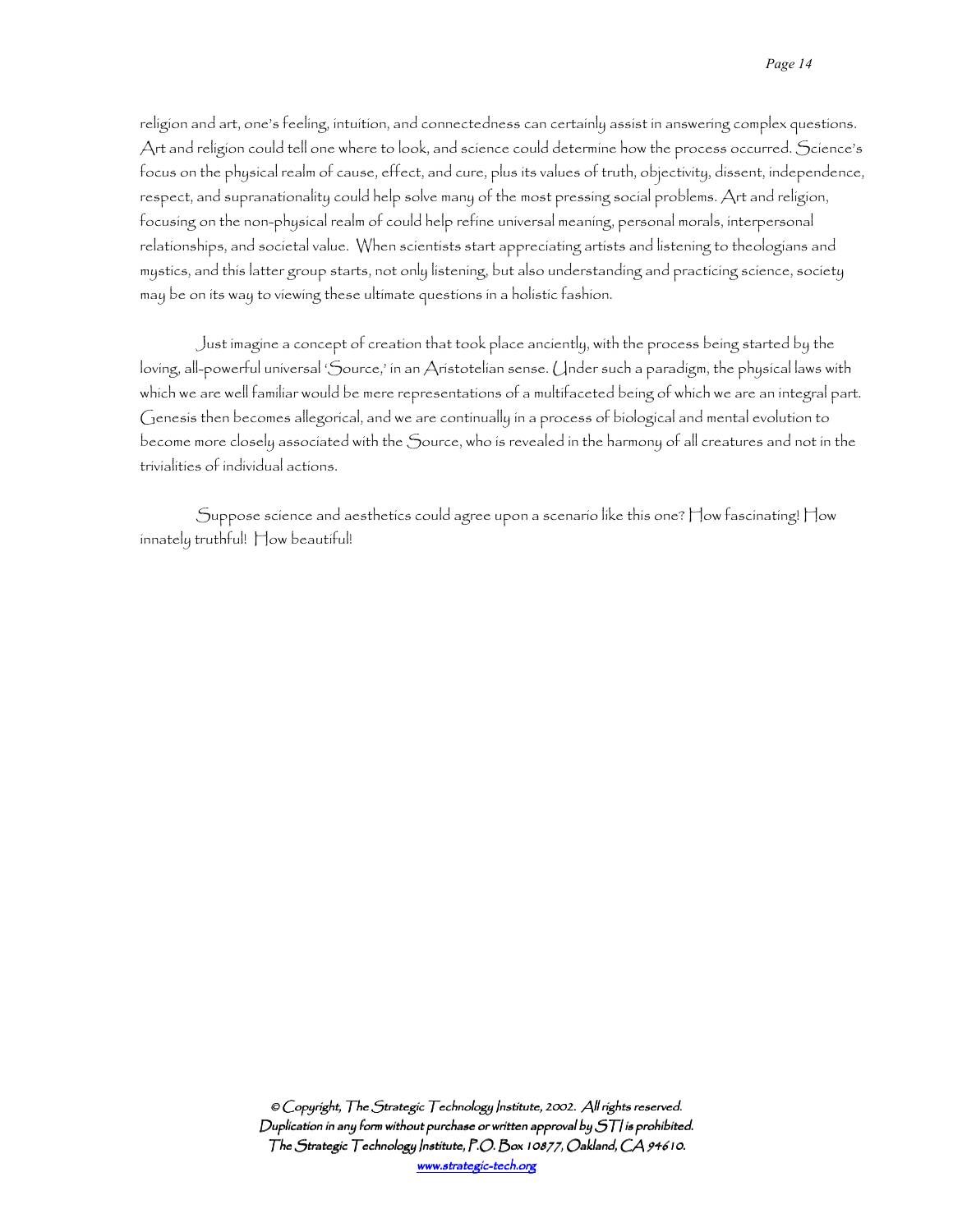religion and art, one's feeling, intuition, and connectedness can certainly assist in answering complex questions. Art and religion could tell one where to look, and science could determine how the process occurred. Science's focus on the physical realm of cause, effect, and cure, plus its values of truth, objectivity, dissent, independence, respect, and supranationality could help solve many of the most pressing social problems. Art and religion, focusing on the non-physical realm of could help refine universal meaning, personal morals, interpersonal relationships, and societal value. When scientists start appreciating artists and listening to theologians and mystics, and this latter group starts, not only listening, but also understanding and practicing science, society may be on its way to viewing these ultimate questions in a holistic fashion.

Just imagine a concept of creation that took place anciently, with the process being started by the loving, all-powerful universal 'Source,' in an Aristotelian sense. Under such a paradigm, the physical laws with which we are well familiar would be mere representations of a multifaceted being of which we are an integral part. Genesis then becomes allegorical, and we are continually in a process of biological and mental evolution to become more closely associated with the Source, who is revealed in the harmony of all creatures and not in the trivialities of individual actions.

Suppose science and aesthetics could agree upon a scenario like this one? How fascinating! How innately truthful! How beautiful!

*© Copyright, The Strategic Technology Institute, 2002. All rights reserved.*
***Duplication in any form without purchase or written approval by STI is prohibited.***
***The Strategic Technology Institute, P.O. Box 10877, Oakland, CA 94610.***
**www.strategic-tech.org**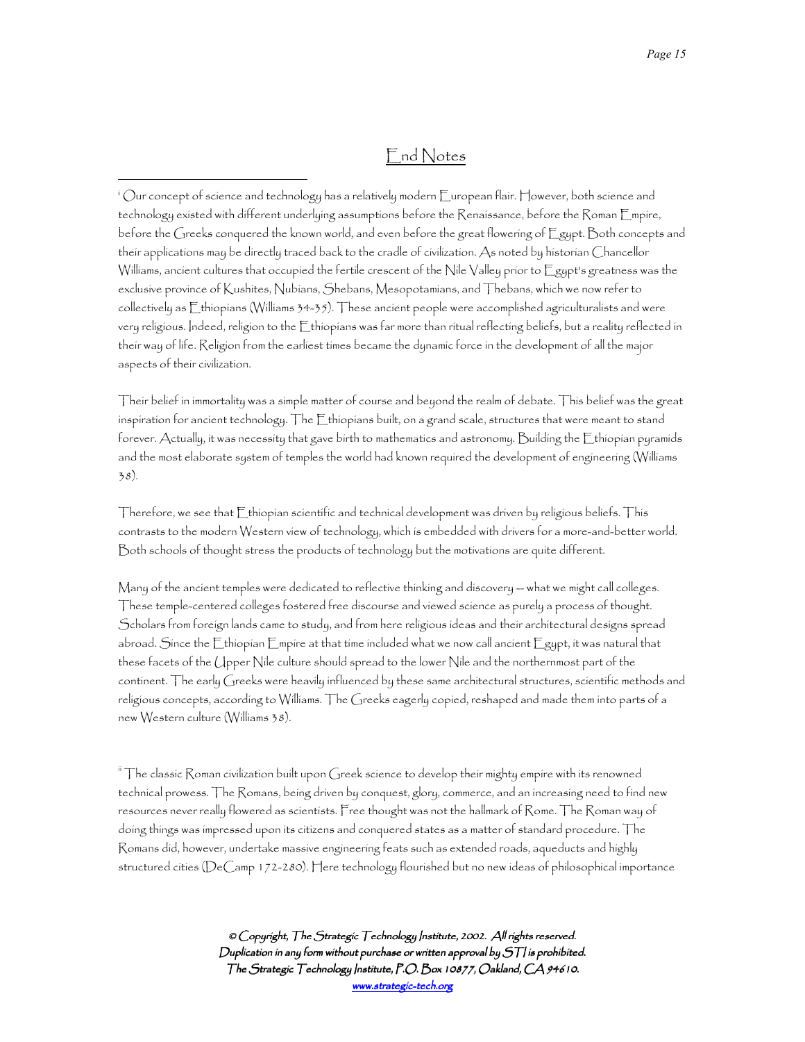## End Notes

[i] Our concept of science and technology has a relatively modern European flair. However, both science and technology existed with different underlying assumptions before the Renaissance, before the Roman Empire, before the Greeks conquered the known world, and even before the great flowering of Egypt. Both concepts and their applications may be directly traced back to the cradle of civilization. As noted by historian Chancellor Williams, ancient cultures that occupied the fertile crescent of the Nile Valley prior to Egypt's greatness was the exclusive province of Kushites, Nubians, Shebans, Mesopotamians, and Thebans, which we now refer to collectively as Ethiopians (Williams 34-35). These ancient people were accomplished agriculturalists and were very religious. Indeed, religion to the Ethiopians was far more than ritual reflecting beliefs, but a reality reflected in their way of life. Religion from the earliest times became the dynamic force in the development of all the major aspects of their civilization.

Their belief in immortality was a simple matter of course and beyond the realm of debate. This belief was the great inspiration for ancient technology. The Ethiopians built, on a grand scale, structures that were meant to stand forever. Actually, it was necessity that gave birth to mathematics and astronomy. Building the Ethiopian pyramids and the most elaborate system of temples the world had known required the development of engineering (Williams 38).

Therefore, we see that Ethiopian scientific and technical development was driven by religious beliefs. This contrasts to the modern Western view of technology, which is embedded with drivers for a more-and-better world. Both schools of thought stress the products of technology but the motivations are quite different.

Many of the ancient temples were dedicated to reflective thinking and discovery -- what we might call colleges. These temple-centered colleges fostered free discourse and viewed science as purely a process of thought. Scholars from foreign lands came to study, and from here religious ideas and their architectural designs spread abroad. Since the Ethiopian Empire at that time included what we now call ancient Egypt, it was natural that these facets of the Upper Nile culture should spread to the lower Nile and the northernmost part of the continent. The early Greeks were heavily influenced by these same architectural structures, scientific methods and religious concepts, according to Williams. The Greeks eagerly copied, reshaped and made them into parts of a new Western culture (Williams 38).

[ii] The classic Roman civilization built upon Greek science to develop their mighty empire with its renowned technical prowess. The Romans, being driven by conquest, glory, commerce, and an increasing need to find new resources never really flowered as scientists. Free thought was not the hallmark of Rome. The Roman way of doing things was impressed upon its citizens and conquered states as a matter of standard procedure. The Romans did, however, undertake massive engineering feats such as extended roads, aqueducts and highly structured cities (DeCamp 172-280). Here technology flourished but no new ideas of philosophical importance

© Copyright, The Strategic Technology Institute, 2002. All rights reserved.
Duplication in any form without purchase or written approval by STI is prohibited.
The Strategic Technology Institute, P.O. Box 10877, Oakland, CA 94610.
www.strategic-tech.org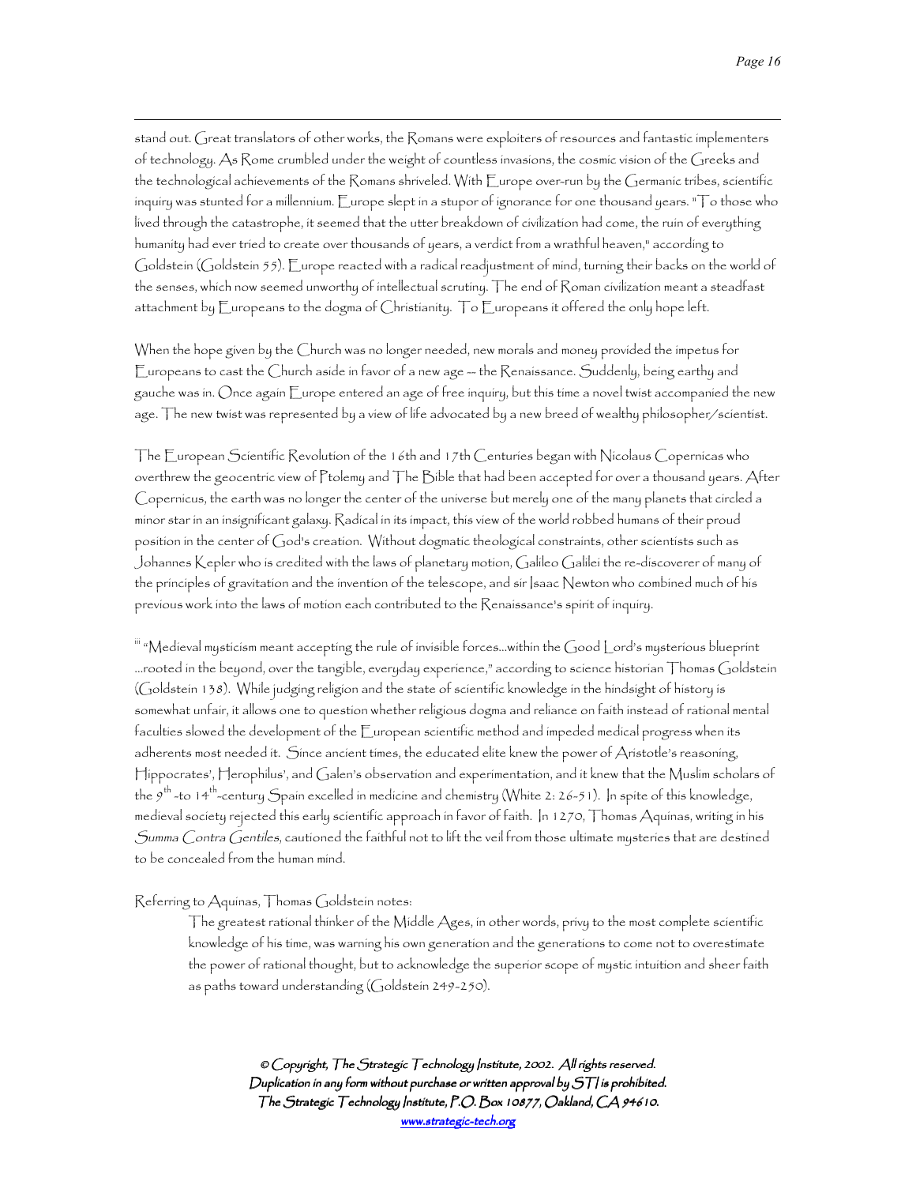stand out. Great translators of other works, the Romans were exploiters of resources and fantastic implementers of technology. As Rome crumbled under the weight of countless invasions, the cosmic vision of the Greeks and the technological achievements of the Romans shriveled. With Europe over-run by the Germanic tribes, scientific inquiry was stunted for a millennium. Europe slept in a stupor of ignorance for one thousand years. "To those who lived through the catastrophe, it seemed that the utter breakdown of civilization had come, the ruin of everything humanity had ever tried to create over thousands of years, a verdict from a wrathful heaven," according to Goldstein (Goldstein 55). Europe reacted with a radical readjustment of mind, turning their backs on the world of the senses, which now seemed unworthy of intellectual scrutiny. The end of Roman civilization meant a steadfast attachment by Europeans to the dogma of Christianity. To Europeans it offered the only hope left.

When the hope given by the Church was no longer needed, new morals and money provided the impetus for Europeans to cast the Church aside in favor of a new age -- the Renaissance. Suddenly, being earthy and gauche was in. Once again Europe entered an age of free inquiry, but this time a novel twist accompanied the new age. The new twist was represented by a view of life advocated by a new breed of wealthy philosopher/scientist.

The European Scientific Revolution of the 16th and 17th Centuries began with Nicolaus Copernicas who overthrew the geocentric view of Ptolemy and The Bible that had been accepted for over a thousand years. After Copernicus, the earth was no longer the center of the universe but merely one of the many planets that circled a minor star in an insignificant galaxy. Radical in its impact, this view of the world robbed humans of their proud position in the center of God's creation. Without dogmatic theological constraints, other scientists such as Johannes Kepler who is credited with the laws of planetary motion, Galileo Galilei the re-discoverer of many of the principles of gravitation and the invention of the telescope, and sir Isaac Newton who combined much of his previous work into the laws of motion each contributed to the Renaissance's spirit of inquiry.

[iii] "Medieval mysticism meant accepting the rule of invisible forces…within the Good Lord's mysterious blueprint …rooted in the beyond, over the tangible, everyday experience," according to science historian Thomas Goldstein (Goldstein 138). While judging religion and the state of scientific knowledge in the hindsight of history is somewhat unfair, it allows one to question whether religious dogma and reliance on faith instead of rational mental faculties slowed the development of the European scientific method and impeded medical progress when its adherents most needed it. Since ancient times, the educated elite knew the power of Aristotle's reasoning, Hippocrates', Herophilus', and Galen's observation and experimentation, and it knew that the Muslim scholars of the 9th -to 14th-century Spain excelled in medicine and chemistry (White 2: 26-51). In spite of this knowledge, medieval society rejected this early scientific approach in favor of faith. In 1270, Thomas Aquinas, writing in his *Summa Contra Gentiles*, cautioned the faithful not to lift the veil from those ultimate mysteries that are destined to be concealed from the human mind.

Referring to Aquinas, Thomas Goldstein notes:

> The greatest rational thinker of the Middle Ages, in other words, privy to the most complete scientific knowledge of his time, was warning his own generation and the generations to come not to overestimate the power of rational thought, but to acknowledge the superior scope of mystic intuition and sheer faith as paths toward understanding (Goldstein 249-250).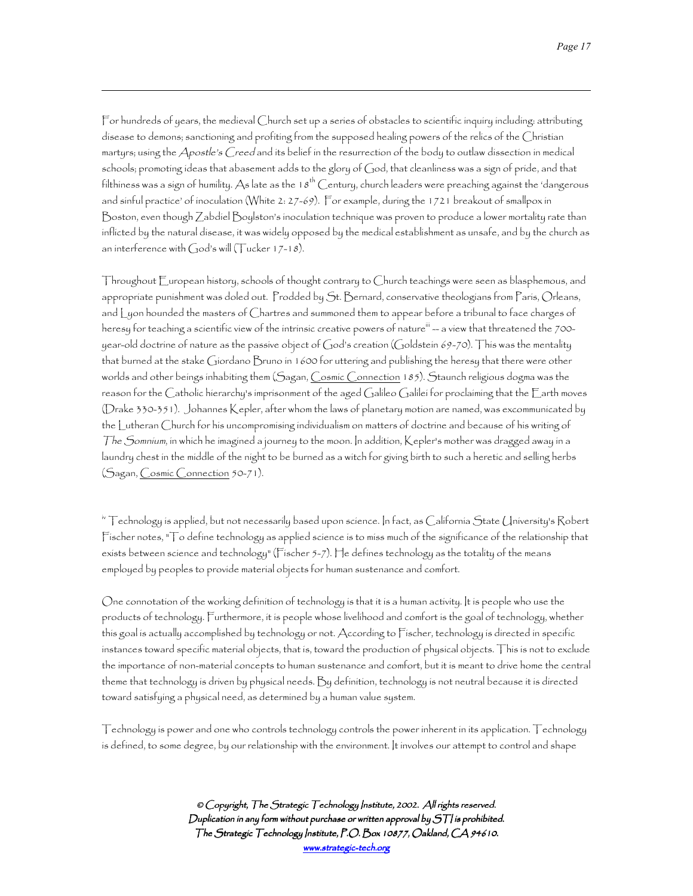For hundreds of years, the medieval Church set up a series of obstacles to scientific inquiry including: attributing disease to demons; sanctioning and profiting from the supposed healing powers of the relics of the Christian martyrs; using the *Apostle's Creed* and its belief in the resurrection of the body to outlaw dissection in medical schools; promoting ideas that abasement adds to the glory of God, that cleanliness was a sign of pride, and that filthiness was a sign of humility. As late as the 18th Century, church leaders were preaching against the 'dangerous and sinful practice' of inoculation (White 2: 27-69). For example, during the 1721 breakout of smallpox in Boston, even though Zabdiel Boylston's inoculation technique was proven to produce a lower mortality rate than inflicted by the natural disease, it was widely opposed by the medical establishment as unsafe, and by the church as an interference with God's will (Tucker 17-18).

Throughout European history, schools of thought contrary to Church teachings were seen as blasphemous, and appropriate punishment was doled out. Prodded by St. Bernard, conservative theologians from Paris, Orleans, and Lyon hounded the masters of Chartres and summoned them to appear before a tribunal to face charges of heresy for teaching a scientific view of the intrinsic creative powers of nature[iii] -- a view that threatened the 700-year-old doctrine of nature as the passive object of God's creation (Goldstein 69-70). This was the mentality that burned at the stake Giordano Bruno in 1600 for uttering and publishing the heresy that there were other worlds and other beings inhabiting them (Sagan, Cosmic Connection 185). Staunch religious dogma was the reason for the Catholic hierarchy's imprisonment of the aged Galileo Galilei for proclaiming that the Earth moves (Drake 330-351). Johannes Kepler, after whom the laws of planetary motion are named, was excommunicated by the Lutheran Church for his uncompromising individualism on matters of doctrine and because of his writing of *The Somnium*, in which he imagined a journey to the moon. In addition, Kepler's mother was dragged away in a laundry chest in the middle of the night to be burned as a witch for giving birth to such a heretic and selling herbs (Sagan, Cosmic Connection 50-71).

[iv] Technology is applied, but not necessarily based upon science. In fact, as California State University's Robert Fischer notes, "To define technology as applied science is to miss much of the significance of the relationship that exists between science and technology" (Fischer 5-7). He defines technology as the totality of the means employed by peoples to provide material objects for human sustenance and comfort.

One connotation of the working definition of technology is that it is a human activity. It is people who use the products of technology. Furthermore, it is people whose livelihood and comfort is the goal of technology, whether this goal is actually accomplished by technology or not. According to Fischer, technology is directed in specific instances toward specific material objects, that is, toward the production of physical objects. This is not to exclude the importance of non-material concepts to human sustenance and comfort, but it is meant to drive home the central theme that technology is driven by physical needs. By definition, technology is not neutral because it is directed toward satisfying a physical need, as determined by a human value system.

Technology is power and one who controls technology controls the power inherent in its application. Technology is defined, to some degree, by our relationship with the environment. It involves our attempt to control and shape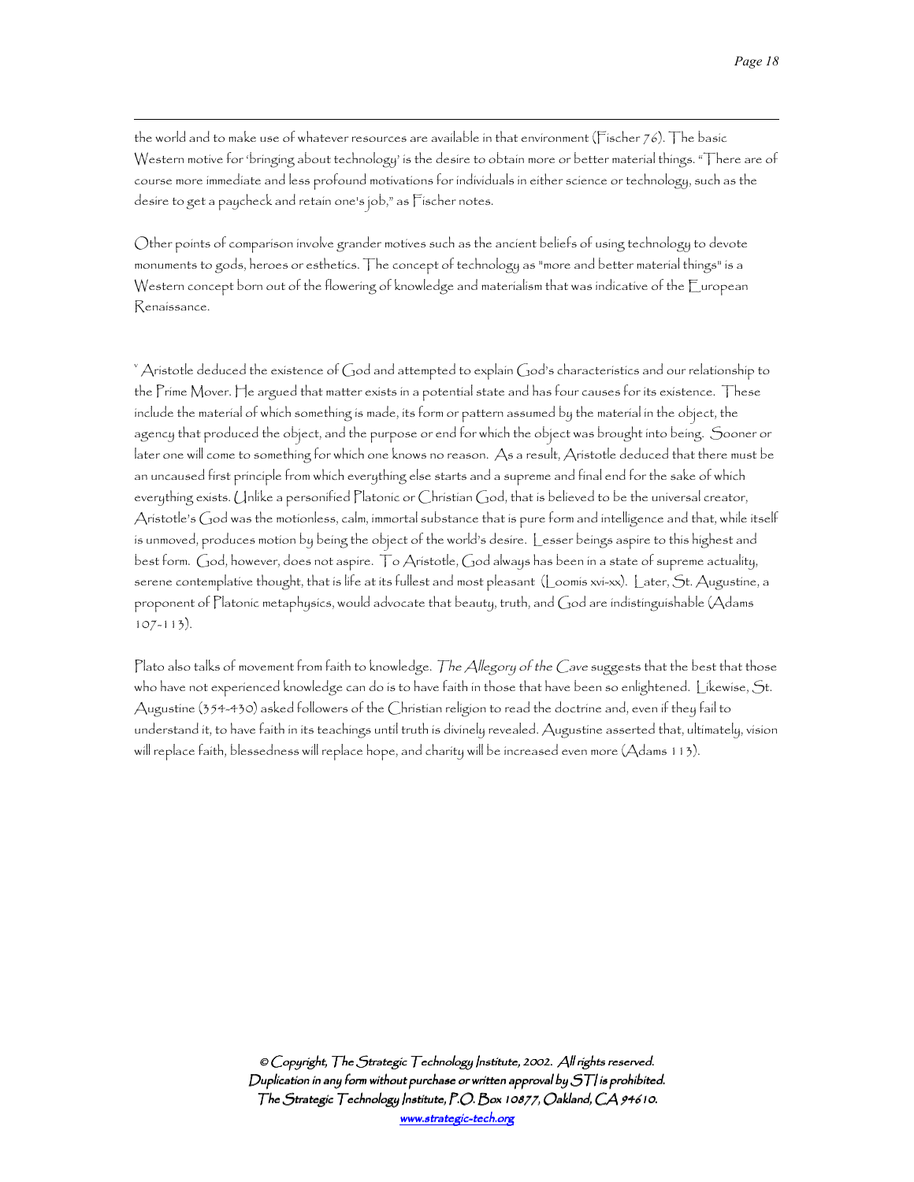the world and to make use of whatever resources are available in that environment (Fischer 76). The basic Western motive for 'bringing about technology' is the desire to obtain more or better material things. "There are of course more immediate and less profound motivations for individuals in either science or technology, such as the desire to get a paycheck and retain one's job," as Fischer notes.

Other points of comparison involve grander motives such as the ancient beliefs of using technology to devote monuments to gods, heroes or esthetics. The concept of technology as "more and better material things" is a Western concept born out of the flowering of knowledge and materialism that was indicative of the European Renaissance.

[v] Aristotle deduced the existence of God and attempted to explain God's characteristics and our relationship to the Prime Mover. He argued that matter exists in a potential state and has four causes for its existence. These include the material of which something is made, its form or pattern assumed by the material in the object, the agency that produced the object, and the purpose or end for which the object was brought into being. Sooner or later one will come to something for which one knows no reason. As a result, Aristotle deduced that there must be an uncaused first principle from which everything else starts and a supreme and final end for the sake of which everything exists. Unlike a personified Platonic or Christian God, that is believed to be the universal creator, Aristotle's God was the motionless, calm, immortal substance that is pure form and intelligence and that, while itself is unmoved, produces motion by being the object of the world's desire. Lesser beings aspire to this highest and best form. God, however, does not aspire. To Aristotle, God always has been in a state of supreme actuality, serene contemplative thought, that is life at its fullest and most pleasant (Loomis xvi-xx). Later, St. Augustine, a proponent of Platonic metaphysics, would advocate that beauty, truth, and God are indistinguishable (Adams 107-113).

Plato also talks of movement from faith to knowledge. *The Allegory of the Cave* suggests that the best that those who have not experienced knowledge can do is to have faith in those that have been so enlightened. Likewise, St. Augustine (354-430) asked followers of the Christian religion to read the doctrine and, even if they fail to understand it, to have faith in its teachings until truth is divinely revealed. Augustine asserted that, ultimately, vision will replace faith, blessedness will replace hope, and charity will be increased even more (Adams 113).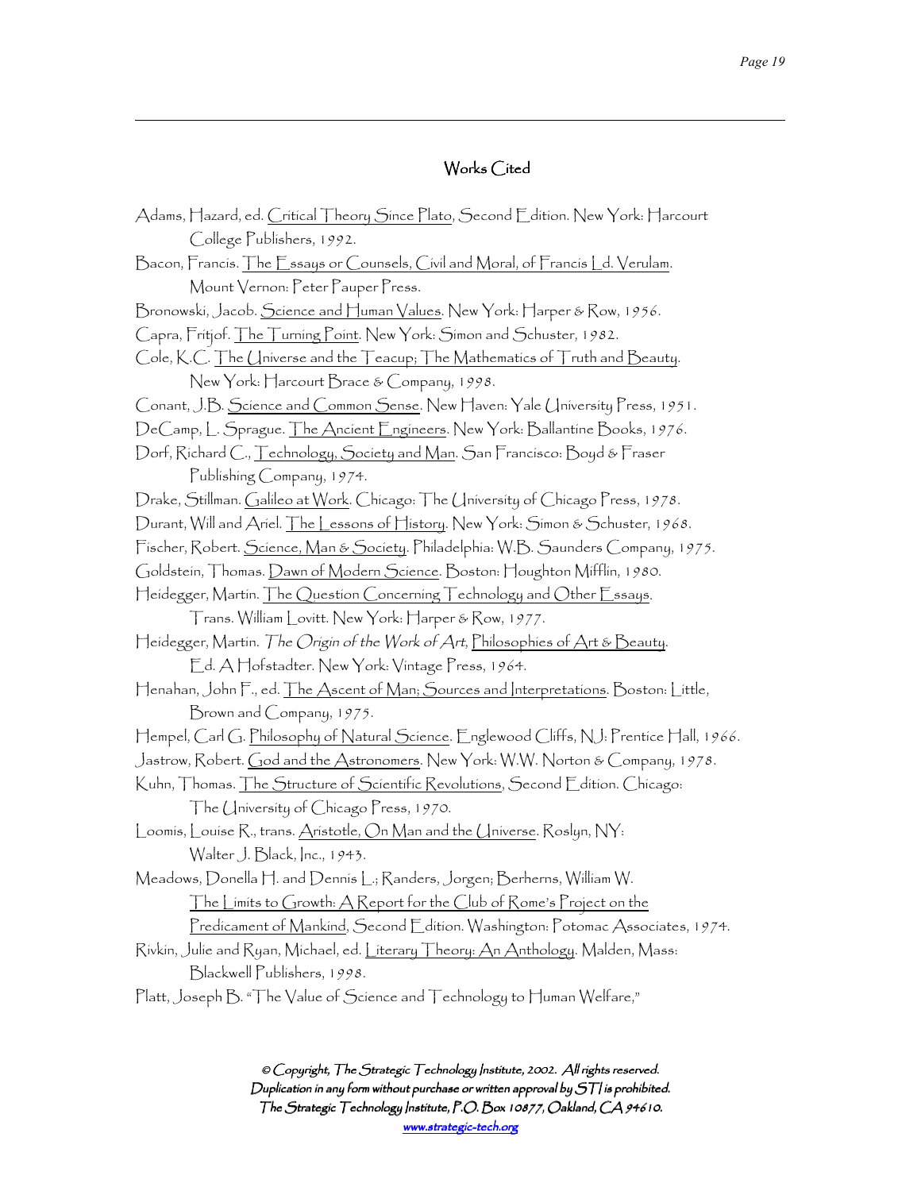## Works Cited

Adams, Hazard, ed. Critical Theory Since Plato, Second Edition. New York: Harcourt College Publishers, 1992.

Bacon, Francis. The Essays or Counsels, Civil and Moral, of Francis Ld. Verulam. Mount Vernon: Peter Pauper Press.

Bronowski, Jacob. Science and Human Values. New York: Harper & Row, 1956.

Capra, Fritjof. The Turning Point. New York: Simon and Schuster, 1982.

Cole, K.C. The Universe and the Teacup; The Mathematics of Truth and Beauty. New York: Harcourt Brace & Company, 1998.

Conant, J.B. Science and Common Sense. New Haven: Yale University Press, 1951.

DeCamp, L. Sprague. The Ancient Engineers. New York: Ballantine Books, 1976.

Dorf, Richard C., Technology, Society and Man. San Francisco: Boyd & Fraser Publishing Company, 1974.

Drake, Stillman. Galileo at Work. Chicago: The University of Chicago Press, 1978.

Durant, Will and Ariel. The Lessons of History. New York: Simon & Schuster, 1968.

Fischer, Robert. Science, Man & Society. Philadelphia: W.B. Saunders Company, 1975.

Goldstein, Thomas. Dawn of Modern Science. Boston: Houghton Mifflin, 1980.

Heidegger, Martin. The Question Concerning Technology and Other Essays. Trans. William Lovitt. New York: Harper & Row, 1977.

Heidegger, Martin. *The Origin of the Work of Art*, Philosophies of Art & Beauty. Ed. A Hofstadter. New York: Vintage Press, 1964.

Henahan, John F., ed. The Ascent of Man; Sources and Interpretations. Boston: Little, Brown and Company, 1975.

Hempel, Carl G. Philosophy of Natural Science. Englewood Cliffs, NJ: Prentice Hall, 1966.

Jastrow, Robert. God and the Astronomers. New York: W.W. Norton & Company, 1978.

Kuhn, Thomas. The Structure of Scientific Revolutions, Second Edition. Chicago: The University of Chicago Press, 1970.

Loomis, Louise R., trans. Aristotle, On Man and the Universe. Roslyn, NY: Walter J. Black, Inc., 1943.

Meadows, Donella H. and Dennis L.; Randers, Jorgen; Berherns, William W. The Limits to Growth: A Report for the Club of Rome's Project on the Predicament of Mankind, Second Edition. Washington: Potomac Associates, 1974.

Rivkin, Julie and Ryan, Michael, ed. Literary Theory: An Anthology. Malden, Mass: Blackwell Publishers, 1998.

Platt, Joseph B. "The Value of Science and Technology to Human Welfare,"

*© Copyright, The Strategic Technology Institute, 2002. All rights reserved. Duplication in any form without purchase or written approval by STI is prohibited. The Strategic Technology Institute, P.O. Box 10877, Oakland, CA 94610.*
www.strategic-tech.org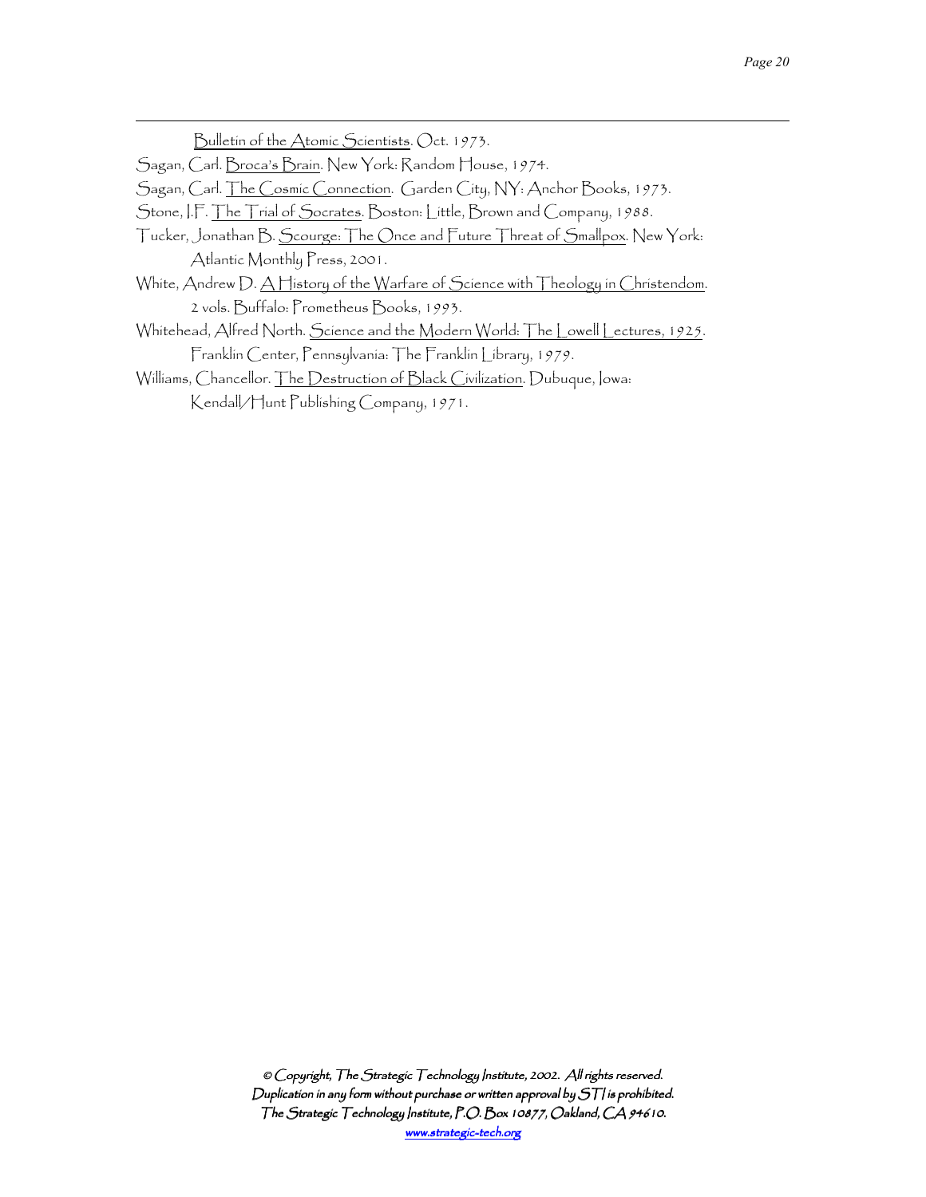Bulletin of the Atomic Scientists. Oct. 1973.

Sagan, Carl. Broca's Brain. New York: Random House, 1974.

Sagan, Carl. The Cosmic Connection. Garden City, NY: Anchor Books, 1973.

Stone, I.F. The Trial of Socrates. Boston: Little, Brown and Company, 1988.

Tucker, Jonathan B. Scourge: The Once and Future Threat of Smallpox. New York: Atlantic Monthly Press, 2001.

White, Andrew D. A History of the Warfare of Science with Theology in Christendom. 2 vols. Buffalo: Prometheus Books, 1993.

Whitehead, Alfred North. Science and the Modern World: The Lowell Lectures, 1925. Franklin Center, Pennsylvania: The Franklin Library, 1979.

Williams, Chancellor. The Destruction of Black Civilization. Dubuque, Iowa: Kendall/Hunt Publishing Company, 1971.